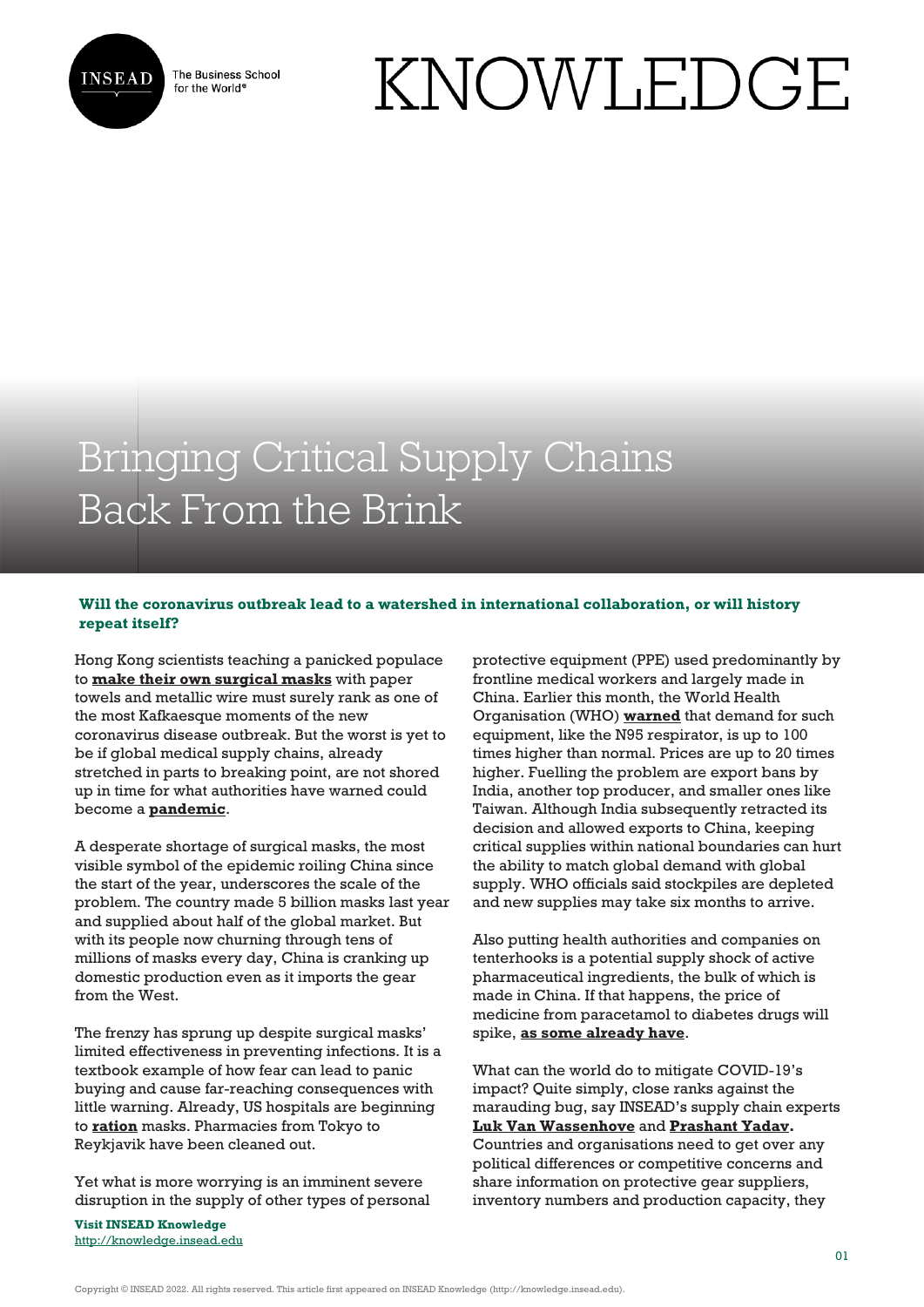# Bringing Critical Supply Chains Back From the Brink

**Will the coronavirus outbreak lead to a watershed in international collaboration, or will history repeat itself?**

Hong Kong scientists teaching a panicked populace to **make their own surgical masks** with paper towels and metallic wire must surely rank as one of the most Kafkaesque moments of the new coronavirus disease outbreak. But the worst is yet to be if global medical supply chains, already stretched in parts to breaking point, are not shored up in time for what authorities have warned could become a **pandemic**.

A desperate shortage of surgical masks, the most visible symbol of the epidemic roiling China since the start of the year, underscores the scale of the problem. The country made 5 billion masks last year and supplied about half of the global market. But with its people now churning through tens of millions of masks every day, China is cranking up domestic production even as it imports the gear from the West.

The frenzy has sprung up despite surgical masks' limited effectiveness in preventing infections. It is a textbook example of how fear can lead to panic buying and cause far-reaching consequences with little warning. Already, US hospitals are beginning to **ration** masks. Pharmacies from Tokyo to Reykjavik have been cleaned out.

Yet what is more worrying is an imminent severe disruption in the supply of other types of personal protective equipment (PPE) used predominantly by frontline medical workers and largely made in China. Earlier this month, the World Health Organisation (WHO) **warned** that demand for such equipment, like the N95 respirator, is up to 100 times higher than normal. Prices are up to 20 times higher. Fuelling the problem are export bans by India, another top producer, and smaller ones like Taiwan. Although India subsequently retracted its decision and allowed exports to China, keeping critical supplies within national boundaries can hurt the ability to match global demand with global supply. WHO officials said stockpiles are depleted and new supplies may take six months to arrive.

Also putting health authorities and companies on tenterhooks is a potential supply shock of active pharmaceutical ingredients, the bulk of which is made in China. If that happens, the price of medicine from paracetamol to diabetes drugs will spike, **as some already have**.

What can the world do to mitigate COVID-19's impact? Quite simply, close ranks against the marauding bug, say INSEAD's supply chain experts **Luk Van Wassenhove** and **Prashant Yadav.** Countries and organisations need to get over any political differences or competitive concerns and share information on protective gear suppliers, inventory numbers and production capacity, they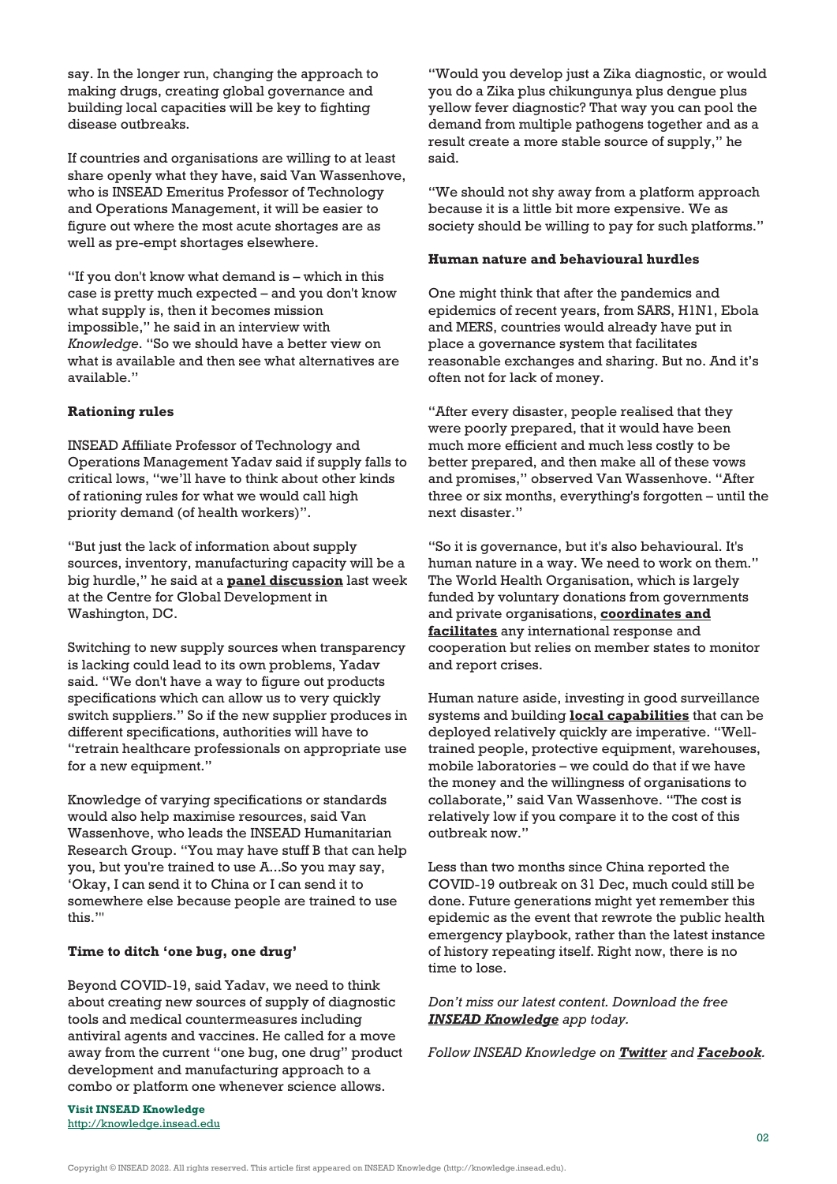say. In the longer run, changing the approach to making drugs, creating global governance and building local capacities will be key to fighting disease outbreaks.

If countries and organisations are willing to at least share openly what they have, said Van Wassenhove, who is INSEAD Emeritus Professor of Technology and Operations Management, it will be easier to figure out where the most acute shortages are as well as pre-empt shortages elsewhere.

"If you don't know what demand is – which in this case is pretty much expected – and you don't know what supply is, then it becomes mission impossible," he said in an interview with *Knowledge*. "So we should have a better view on what is available and then see what alternatives are available."

**Rationing rules**

INSEAD Affiliate Professor of Technology and Operations Management Yadav said if supply falls to critical lows, "we'll have to think about other kinds of rationing rules for what we would call high priority demand (of health workers)".

"But just the lack of information about supply sources, inventory, manufacturing capacity will be a big hurdle," he said at a **panel discussion** last week at the Centre for Global Development in Washington, DC.

Switching to new supply sources when transparency is lacking could lead to its own problems, Yadav said. "We don't have a way to figure out products specifications which can allow us to very quickly switch suppliers." So if the new supplier produces in different specifications, authorities will have to "retrain healthcare professionals on appropriate use for a new equipment."

Knowledge of varying specifications or standards would also help maximise resources, said Van Wassenhove, who leads the INSEAD Humanitarian Research Group. "You may have stuff B that can help you, but you're trained to use A...So you may say, 'Okay, I can send it to China or I can send it to somewhere else because people are trained to use this.'"

**Time to ditch 'one bug, one drug'**

Beyond COVID-19, said Yadav, we need to think about creating new sources of supply of diagnostic tools and medical countermeasures including antiviral agents and vaccines. He called for a move away from the current "one bug, one drug" product development and manufacturing approach to a combo or platform one whenever science allows.

"Would you develop just a Zika diagnostic, or would you do a Zika plus chikungunya plus dengue plus yellow fever diagnostic? That way you can pool the demand from multiple pathogens together and as a result create a more stable source of supply," he said.

"We should not shy away from a platform approach because it is a little bit more expensive. We as society should be willing to pay for such platforms."

**Human nature and behavioural hurdles**

One might think that after the pandemics and epidemics of recent years, from SARS, H1N1, Ebola and MERS, countries would already have put in place a governance system that facilitates reasonable exchanges and sharing. But no. And it's often not for lack of money.

"After every disaster, people realised that they were poorly prepared, that it would have been much more efficient and much less costly to be better prepared, and then make all of these vows and promises," observed Van Wassenhove. "After three or six months, everything's forgotten – until the next disaster."

"So it is governance, but it's also behavioural. It's human nature in a way. We need to work on them." The World Health Organisation, which is largely funded by voluntary donations from governments and private organisations, **coordinates and facilitates** any international response and cooperation but relies on member states to monitor and report crises.

Human nature aside, investing in good surveillance systems and building **local capabilities** that can be deployed relatively quickly are imperative. "Well-trained people, protective equipment, warehouses, mobile laboratories – we could do that if we have the money and the willingness of organisations to collaborate," said Van Wassenhove. "The cost is relatively low if you compare it to the cost of this outbreak now."

Less than two months since China reported the COVID-19 outbreak on 31 Dec, much could still be done. Future generations might yet remember this epidemic as the event that rewrote the public health emergency playbook, rather than the latest instance of history repeating itself. Right now, there is no time to lose.

*Don't miss our latest content. Download the free **INSEAD Knowledge** app today.*

*Follow INSEAD Knowledge on **Twitter** and **Facebook**.*

**Visit INSEAD Knowledge**
http://knowledge.insead.edu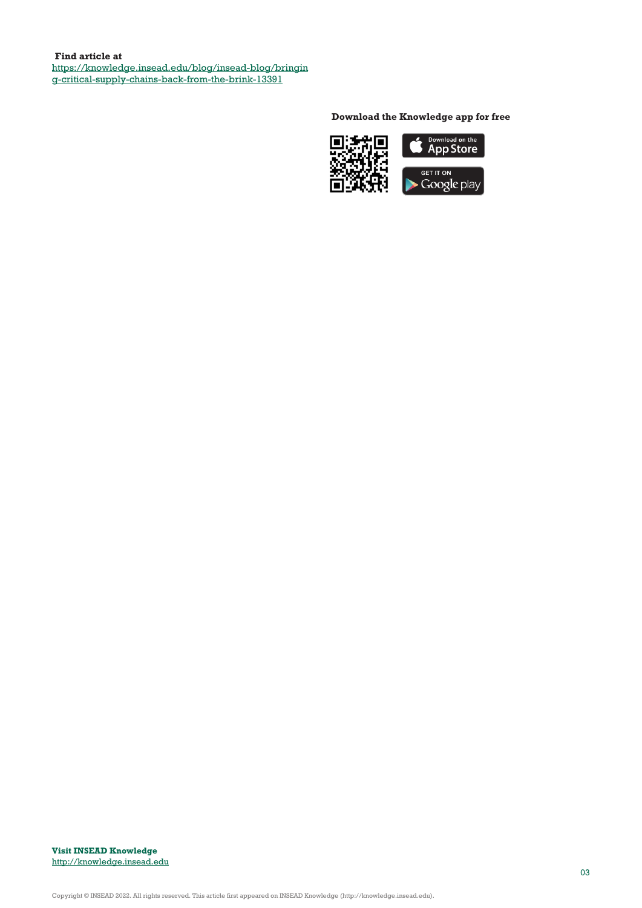**Find article at**
https://knowledge.insead.edu/blog/insead-blog/bringing-critical-supply-chains-back-from-the-brink-13391

**Download the Knowledge app for free**

**Visit INSEAD Knowledge**
http://knowledge.insead.edu

Copyright © INSEAD 2022. All rights reserved. This article first appeared on INSEAD Knowledge (http://knowledge.insead.edu).